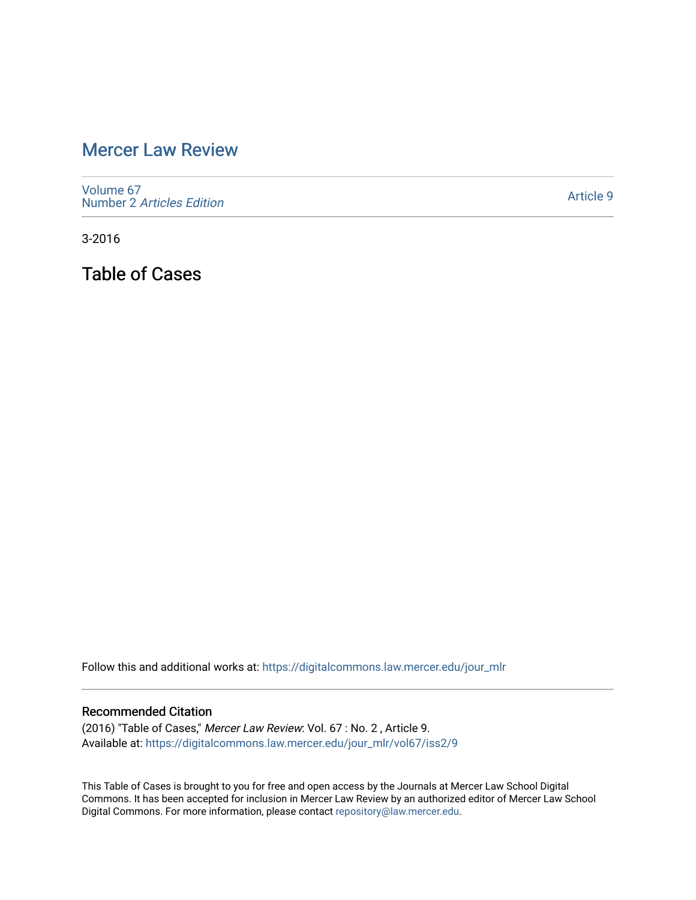# Mercer Law Review

Volume 67
Number 2 *Articles Edition*

Article 9

3-2016

## Table of Cases

Follow this and additional works at: https://digitalcommons.law.mercer.edu/jour_mlr

### Recommended Citation

(2016) "Table of Cases," *Mercer Law Review*: Vol. 67 : No. 2 , Article 9.
Available at: https://digitalcommons.law.mercer.edu/jour_mlr/vol67/iss2/9

This Table of Cases is brought to you for free and open access by the Journals at Mercer Law School Digital Commons. It has been accepted for inclusion in Mercer Law Review by an authorized editor of Mercer Law School Digital Commons. For more information, please contact repository@law.mercer.edu.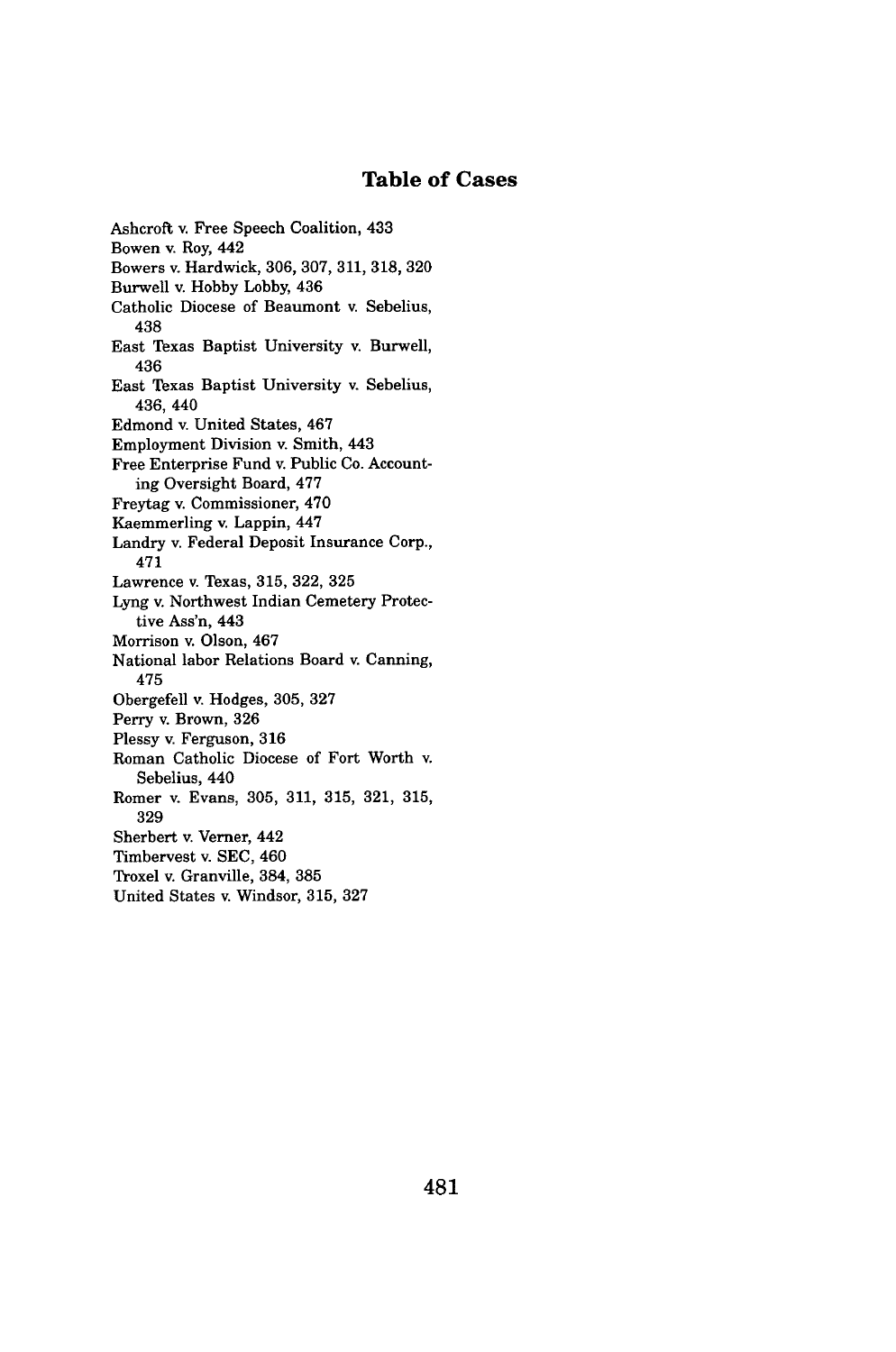# Table of Cases

Ashcroft v. Free Speech Coalition, 433
Bowen v. Roy, 442
Bowers v. Hardwick, 306, 307, 311, 318, 320
Burwell v. Hobby Lobby, 436
Catholic Diocese of Beaumont v. Sebelius, 438
East Texas Baptist University v. Burwell, 436
East Texas Baptist University v. Sebelius, 436, 440
Edmond v. United States, 467
Employment Division v. Smith, 443
Free Enterprise Fund v. Public Co. Accounting Oversight Board, 477
Freytag v. Commissioner, 470
Kaemmerling v. Lappin, 447
Landry v. Federal Deposit Insurance Corp., 471
Lawrence v. Texas, 315, 322, 325
Lyng v. Northwest Indian Cemetery Protective Ass'n, 443
Morrison v. Olson, 467
National labor Relations Board v. Canning, 475
Obergefell v. Hodges, 305, 327
Perry v. Brown, 326
Plessy v. Ferguson, 316
Roman Catholic Diocese of Fort Worth v. Sebelius, 440
Romer v. Evans, 305, 311, 315, 321, 315, 329
Sherbert v. Verner, 442
Timbervest v. SEC, 460
Troxel v. Granville, 384, 385
United States v. Windsor, 315, 327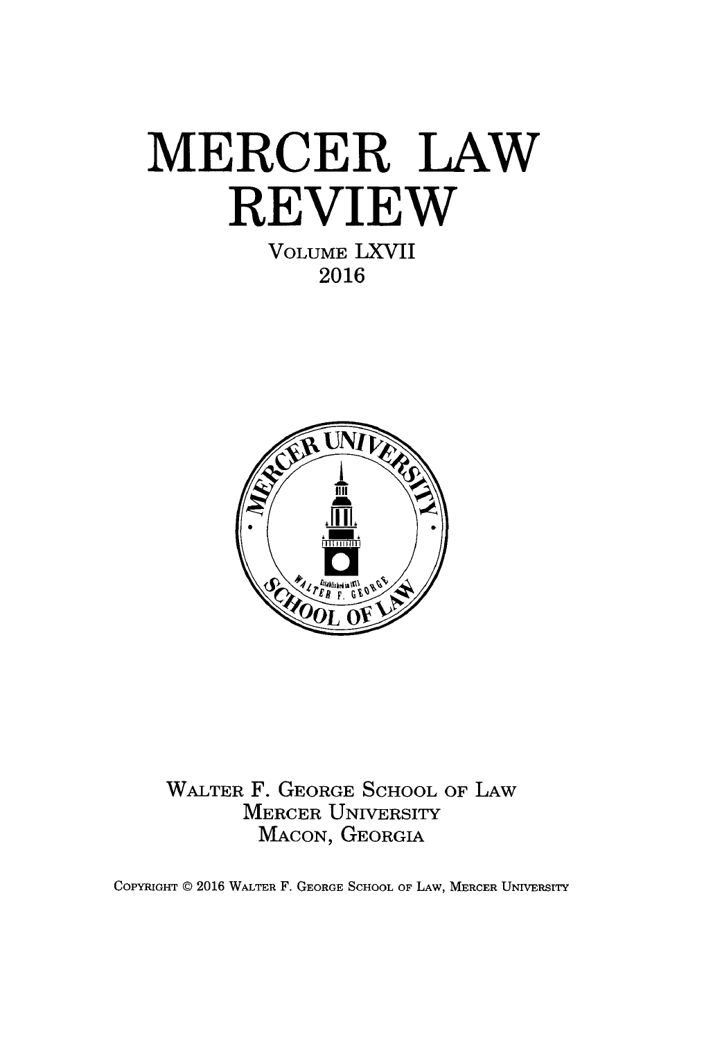# MERCER LAW REVIEW

VOLUME LXVII

2016

WALTER F. GEORGE SCHOOL OF LAW

MERCER UNIVERSITY

MACON, GEORGIA

COPYRIGHT © 2016 WALTER F. GEORGE SCHOOL OF LAW, MERCER UNIVERSITY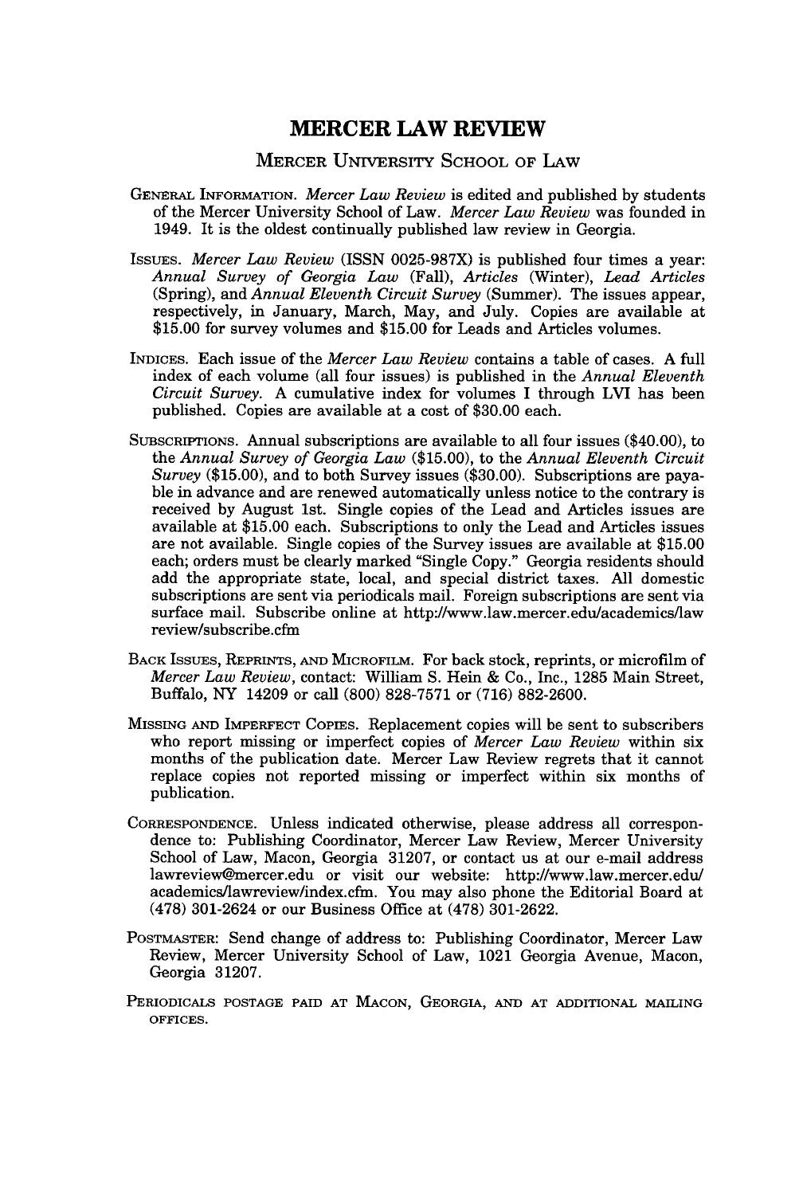# MERCER LAW REVIEW

## MERCER UNIVERSITY SCHOOL OF LAW

GENERAL INFORMATION. *Mercer Law Review* is edited and published by students of the Mercer University School of Law. *Mercer Law Review* was founded in 1949. It is the oldest continually published law review in Georgia.

ISSUES. *Mercer Law Review* (ISSN 0025-987X) is published four times a year: *Annual Survey of Georgia Law* (Fall), *Articles* (Winter), *Lead Articles* (Spring), and *Annual Eleventh Circuit Survey* (Summer). The issues appear, respectively, in January, March, May, and July. Copies are available at $15.00 for survey volumes and $15.00 for Leads and Articles volumes.

INDICES. Each issue of the *Mercer Law Review* contains a table of cases. A full index of each volume (all four issues) is published in the *Annual Eleventh Circuit Survey*. A cumulative index for volumes I through LVI has been published. Copies are available at a cost of $30.00 each.

SUBSCRIPTIONS. Annual subscriptions are available to all four issues ($40.00), to the *Annual Survey of Georgia Law* ($15.00), to the *Annual Eleventh Circuit Survey* ($15.00), and to both Survey issues ($30.00). Subscriptions are payable in advance and are renewed automatically unless notice to the contrary is received by August 1st. Single copies of the Lead and Articles issues are available at $15.00 each. Subscriptions to only the Lead and Articles issues are not available. Single copies of the Survey issues are available at $15.00 each; orders must be clearly marked "Single Copy." Georgia residents should add the appropriate state, local, and special district taxes. All domestic subscriptions are sent via periodicals mail. Foreign subscriptions are sent via surface mail. Subscribe online at http://www.law.mercer.edu/academics/law review/subscribe.cfm

BACK ISSUES, REPRINTS, AND MICROFILM. For back stock, reprints, or microfilm of *Mercer Law Review*, contact: William S. Hein & Co., Inc., 1285 Main Street, Buffalo, NY 14209 or call (800) 828-7571 or (716) 882-2600.

MISSING AND IMPERFECT COPIES. Replacement copies will be sent to subscribers who report missing or imperfect copies of *Mercer Law Review* within six months of the publication date. Mercer Law Review regrets that it cannot replace copies not reported missing or imperfect within six months of publication.

CORRESPONDENCE. Unless indicated otherwise, please address all correspondence to: Publishing Coordinator, Mercer Law Review, Mercer University School of Law, Macon, Georgia 31207, or contact us at our e-mail address lawreview@mercer.edu or visit our website: http://www.law.mercer.edu/academics/lawreview/index.cfm. You may also phone the Editorial Board at (478) 301-2624 or our Business Office at (478) 301-2622.

POSTMASTER: Send change of address to: Publishing Coordinator, Mercer Law Review, Mercer University School of Law, 1021 Georgia Avenue, Macon, Georgia 31207.

PERIODICALS POSTAGE PAID AT MACON, GEORGIA, AND AT ADDITIONAL MAILING OFFICES.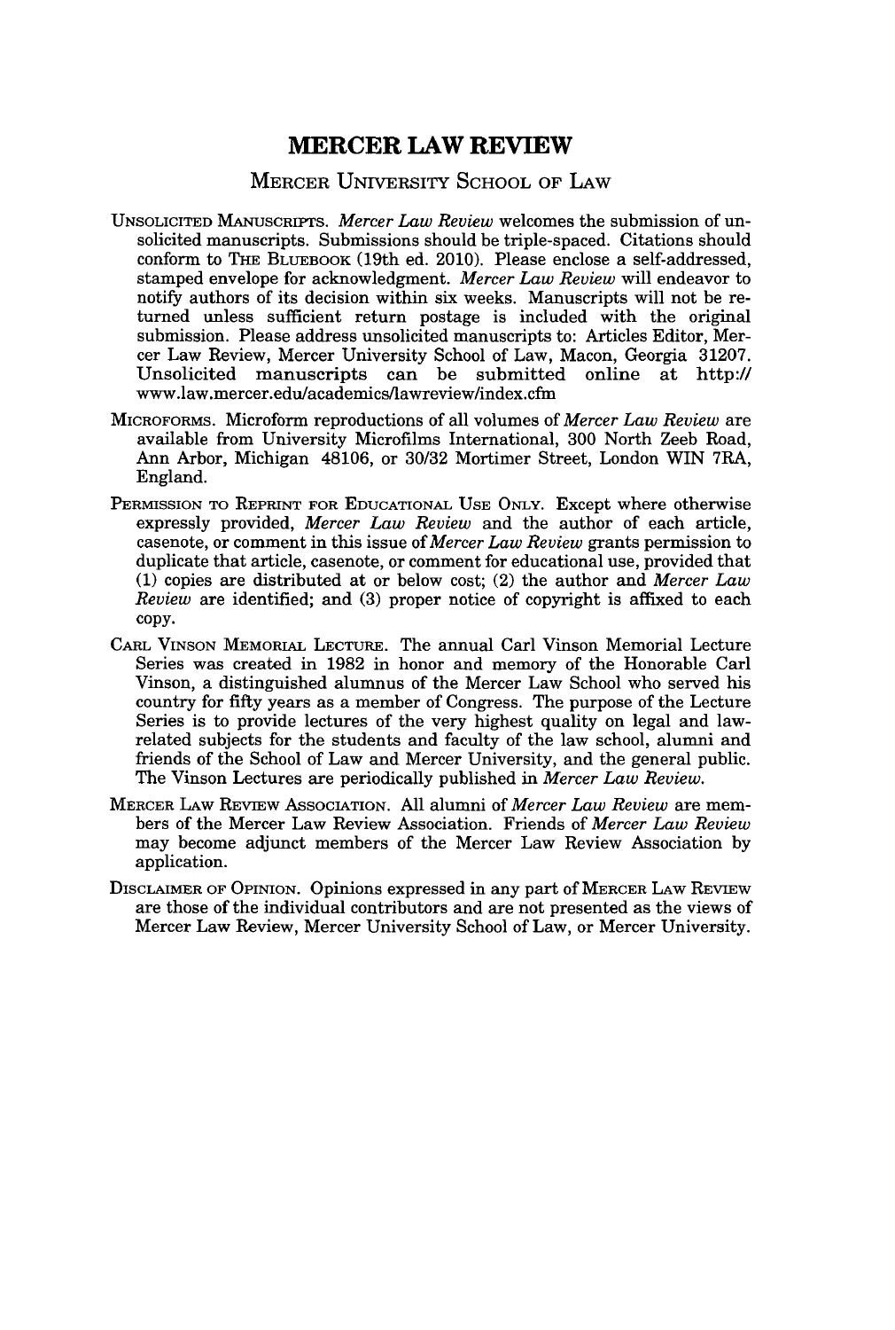# MERCER LAW REVIEW

## MERCER UNIVERSITY SCHOOL OF LAW

UNSOLICITED MANUSCRIPTS. *Mercer Law Review* welcomes the submission of unsolicited manuscripts. Submissions should be triple-spaced. Citations should conform to THE BLUEBOOK (19th ed. 2010). Please enclose a self-addressed, stamped envelope for acknowledgment. *Mercer Law Review* will endeavor to notify authors of its decision within six weeks. Manuscripts will not be returned unless sufficient return postage is included with the original submission. Please address unsolicited manuscripts to: Articles Editor, Mercer Law Review, Mercer University School of Law, Macon, Georgia 31207. Unsolicited manuscripts can be submitted online at http://www.law.mercer.edu/academics/lawreview/index.cfm

MICROFORMS. Microform reproductions of all volumes of *Mercer Law Review* are available from University Microfilms International, 300 North Zeeb Road, Ann Arbor, Michigan 48106, or 30/32 Mortimer Street, London WIN 7RA, England.

PERMISSION TO REPRINT FOR EDUCATIONAL USE ONLY. Except where otherwise expressly provided, *Mercer Law Review* and the author of each article, casenote, or comment in this issue of *Mercer Law Review* grants permission to duplicate that article, casenote, or comment for educational use, provided that (1) copies are distributed at or below cost; (2) the author and *Mercer Law Review* are identified; and (3) proper notice of copyright is affixed to each copy.

CARL VINSON MEMORIAL LECTURE. The annual Carl Vinson Memorial Lecture Series was created in 1982 in honor and memory of the Honorable Carl Vinson, a distinguished alumnus of the Mercer Law School who served his country for fifty years as a member of Congress. The purpose of the Lecture Series is to provide lectures of the very highest quality on legal and law-related subjects for the students and faculty of the law school, alumni and friends of the School of Law and Mercer University, and the general public. The Vinson Lectures are periodically published in *Mercer Law Review*.

MERCER LAW REVIEW ASSOCIATION. All alumni of *Mercer Law Review* are members of the Mercer Law Review Association. Friends of *Mercer Law Review* may become adjunct members of the Mercer Law Review Association by application.

DISCLAIMER OF OPINION. Opinions expressed in any part of MERCER LAW REVIEW are those of the individual contributors and are not presented as the views of Mercer Law Review, Mercer University School of Law, or Mercer University.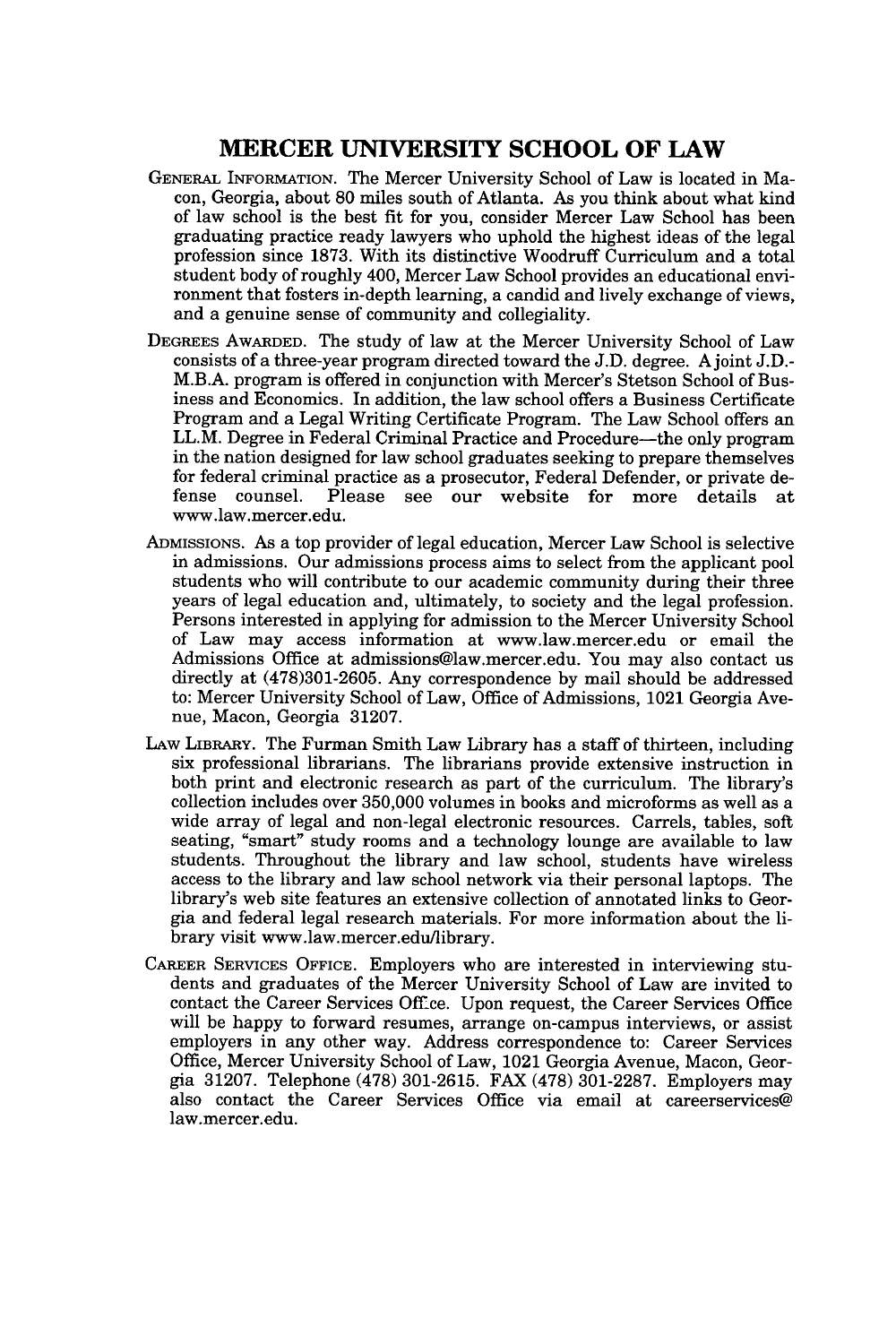# MERCER UNIVERSITY SCHOOL OF LAW

GENERAL INFORMATION. The Mercer University School of Law is located in Macon, Georgia, about 80 miles south of Atlanta. As you think about what kind of law school is the best fit for you, consider Mercer Law School has been graduating practice ready lawyers who uphold the highest ideas of the legal profession since 1873. With its distinctive Woodruff Curriculum and a total student body of roughly 400, Mercer Law School provides an educational environment that fosters in-depth learning, a candid and lively exchange of views, and a genuine sense of community and collegiality.

DEGREES AWARDED. The study of law at the Mercer University School of Law consists of a three-year program directed toward the J.D. degree. A joint J.D.-M.B.A. program is offered in conjunction with Mercer's Stetson School of Business and Economics. In addition, the law school offers a Business Certificate Program and a Legal Writing Certificate Program. The Law School offers an LL.M. Degree in Federal Criminal Practice and Procedure—the only program in the nation designed for law school graduates seeking to prepare themselves for federal criminal practice as a prosecutor, Federal Defender, or private defense counsel. Please see our website for more details at www.law.mercer.edu.

ADMISSIONS. As a top provider of legal education, Mercer Law School is selective in admissions. Our admissions process aims to select from the applicant pool students who will contribute to our academic community during their three years of legal education and, ultimately, to society and the legal profession. Persons interested in applying for admission to the Mercer University School of Law may access information at www.law.mercer.edu or email the Admissions Office at admissions@law.mercer.edu. You may also contact us directly at (478)301-2605. Any correspondence by mail should be addressed to: Mercer University School of Law, Office of Admissions, 1021 Georgia Avenue, Macon, Georgia 31207.

LAW LIBRARY. The Furman Smith Law Library has a staff of thirteen, including six professional librarians. The librarians provide extensive instruction in both print and electronic research as part of the curriculum. The library's collection includes over 350,000 volumes in books and microforms as well as a wide array of legal and non-legal electronic resources. Carrels, tables, soft seating, "smart" study rooms and a technology lounge are available to law students. Throughout the library and law school, students have wireless access to the library and law school network via their personal laptops. The library's web site features an extensive collection of annotated links to Georgia and federal legal research materials. For more information about the library visit www.law.mercer.edu/library.

CAREER SERVICES OFFICE. Employers who are interested in interviewing students and graduates of the Mercer University School of Law are invited to contact the Career Services Office. Upon request, the Career Services Office will be happy to forward resumes, arrange on-campus interviews, or assist employers in any other way. Address correspondence to: Career Services Office, Mercer University School of Law, 1021 Georgia Avenue, Macon, Georgia 31207. Telephone (478) 301-2615. FAX (478) 301-2287. Employers may also contact the Career Services Office via email at careerservices@law.mercer.edu.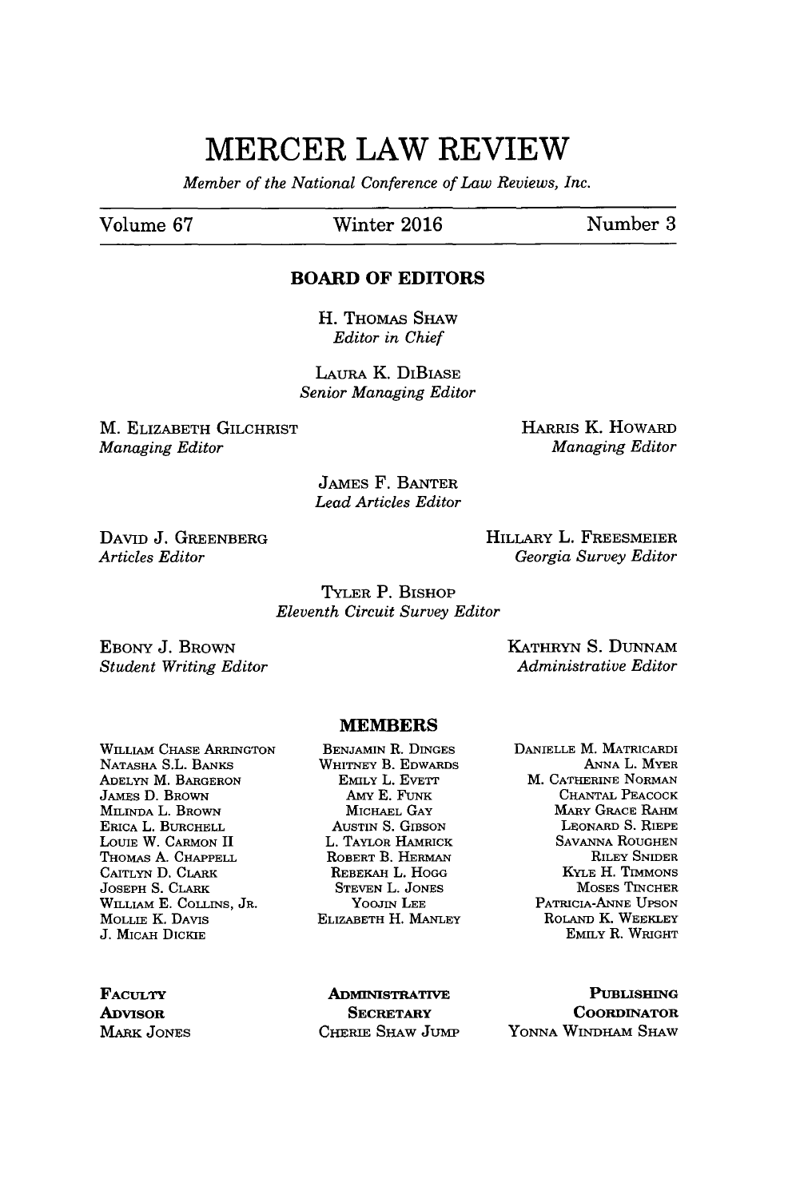# MERCER LAW REVIEW

*Member of the National Conference of Law Reviews, Inc.*

Volume 67 | Winter 2016 | Number 3

## BOARD OF EDITORS

H. THOMAS SHAW
*Editor in Chief*

LAURA K. DIBIASE
*Senior Managing Editor*

M. ELIZABETH GILCHRIST
*Managing Editor*

HARRIS K. HOWARD
*Managing Editor*

JAMES F. BANTER
*Lead Articles Editor*

DAVID J. GREENBERG
*Articles Editor*

HILLARY L. FREESMEIER
*Georgia Survey Editor*

TYLER P. BISHOP
*Eleventh Circuit Survey Editor*

EBONY J. BROWN
*Student Writing Editor*

KATHRYN S. DUNNAM
*Administrative Editor*

## MEMBERS

WILLIAM CHASE ARRINGTON
NATASHA S.L. BANKS
ADELYN M. BARGERON
JAMES D. BROWN
MILINDA L. BROWN
ERICA L. BURCHELL
LOUIE W. CARMON II
THOMAS A. CHAPPELL
CAITLYN D. CLARK
JOSEPH S. CLARK
WILLIAM E. COLLINS, JR.
MOLLIE K. DAVIS
J. MICAH DICKIE

BENJAMIN R. DINGES
WHITNEY B. EDWARDS
EMILY L. EVETT
AMY E. FUNK
MICHAEL GAY
AUSTIN S. GIBSON
L. TAYLOR HAMRICK
ROBERT B. HERMAN
REBEKAH L. HOGG
STEVEN L. JONES
YOOJIN LEE
ELIZABETH H. MANLEY

DANIELLE M. MATRICARDI
ANNA L. MYER
M. CATHERINE NORMAN
CHANTAL PEACOCK
MARY GRACE RAHM
LEONARD S. RIEPE
SAVANNA ROUGHEN
RILEY SNIDER
KYLE H. TIMMONS
MOSES TINCHER
PATRICIA-ANNE UPSON
ROLAND K. WEEKLEY
EMILY R. WRIGHT

FACULTY ADVISOR
MARK JONES

ADMINISTRATIVE SECRETARY
CHERIE SHAW JUMP

PUBLISHING COORDINATOR
YONNA WINDHAM SHAW